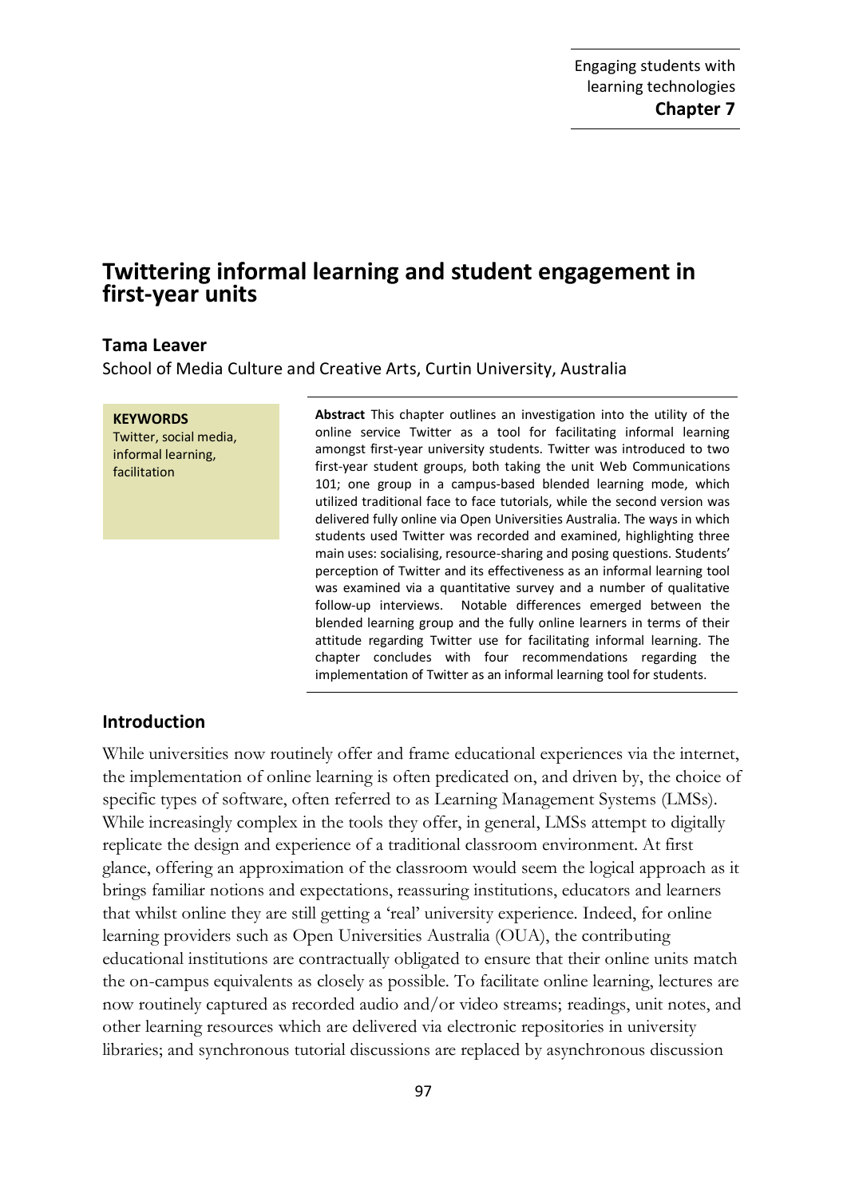# Twittering informal learning and student engagement in first-year units

**Tama Leaver**

School of Media Culture and Creative Arts, Curtin University, Australia

**KEYWORDS**

Twitter, social media, informal learning, facilitation

**Abstract** This chapter outlines an investigation into the utility of the online service Twitter as a tool for facilitating informal learning amongst first-year university students. Twitter was introduced to two first-year student groups, both taking the unit Web Communications 101; one group in a campus-based blended learning mode, which utilized traditional face to face tutorials, while the second version was delivered fully online via Open Universities Australia. The ways in which students used Twitter was recorded and examined, highlighting three main uses: socialising, resource-sharing and posing questions. Students' perception of Twitter and its effectiveness as an informal learning tool was examined via a quantitative survey and a number of qualitative follow-up interviews. Notable differences emerged between the blended learning group and the fully online learners in terms of their attitude regarding Twitter use for facilitating informal learning. The chapter concludes with four recommendations regarding the implementation of Twitter as an informal learning tool for students.

## Introduction

While universities now routinely offer and frame educational experiences via the internet, the implementation of online learning is often predicated on, and driven by, the choice of specific types of software, often referred to as Learning Management Systems (LMSs). While increasingly complex in the tools they offer, in general, LMSs attempt to digitally replicate the design and experience of a traditional classroom environment. At first glance, offering an approximation of the classroom would seem the logical approach as it brings familiar notions and expectations, reassuring institutions, educators and learners that whilst online they are still getting a 'real' university experience. Indeed, for online learning providers such as Open Universities Australia (OUA), the contributing educational institutions are contractually obligated to ensure that their online units match the on-campus equivalents as closely as possible. To facilitate online learning, lectures are now routinely captured as recorded audio and/or video streams; readings, unit notes, and other learning resources which are delivered via electronic repositories in university libraries; and synchronous tutorial discussions are replaced by asynchronous discussion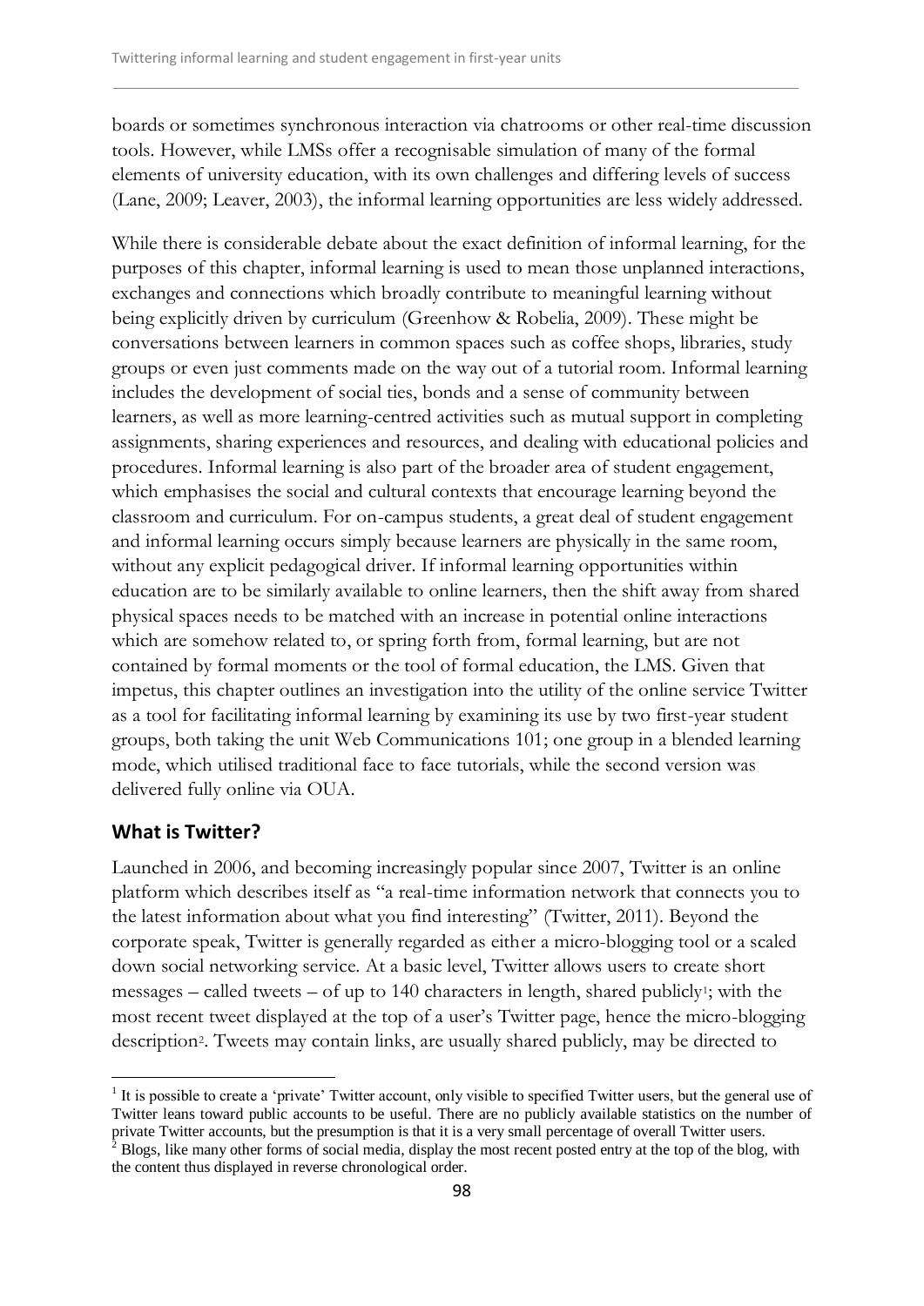boards or sometimes synchronous interaction via chatrooms or other real-time discussion tools. However, while LMSs offer a recognisable simulation of many of the formal elements of university education, with its own challenges and differing levels of success (Lane, 2009; Leaver, 2003), the informal learning opportunities are less widely addressed.

While there is considerable debate about the exact definition of informal learning, for the purposes of this chapter, informal learning is used to mean those unplanned interactions, exchanges and connections which broadly contribute to meaningful learning without being explicitly driven by curriculum (Greenhow & Robelia, 2009). These might be conversations between learners in common spaces such as coffee shops, libraries, study groups or even just comments made on the way out of a tutorial room. Informal learning includes the development of social ties, bonds and a sense of community between learners, as well as more learning-centred activities such as mutual support in completing assignments, sharing experiences and resources, and dealing with educational policies and procedures. Informal learning is also part of the broader area of student engagement, which emphasises the social and cultural contexts that encourage learning beyond the classroom and curriculum. For on-campus students, a great deal of student engagement and informal learning occurs simply because learners are physically in the same room, without any explicit pedagogical driver. If informal learning opportunities within education are to be similarly available to online learners, then the shift away from shared physical spaces needs to be matched with an increase in potential online interactions which are somehow related to, or spring forth from, formal learning, but are not contained by formal moments or the tool of formal education, the LMS. Given that impetus, this chapter outlines an investigation into the utility of the online service Twitter as a tool for facilitating informal learning by examining its use by two first-year student groups, both taking the unit Web Communications 101; one group in a blended learning mode, which utilised traditional face to face tutorials, while the second version was delivered fully online via OUA.

## What is Twitter?

Launched in 2006, and becoming increasingly popular since 2007, Twitter is an online platform which describes itself as "a real-time information network that connects you to the latest information about what you find interesting" (Twitter, 2011). Beyond the corporate speak, Twitter is generally regarded as either a micro-blogging tool or a scaled down social networking service. At a basic level, Twitter allows users to create short messages – called tweets – of up to 140 characters in length, shared publicly[1]; with the most recent tweet displayed at the top of a user's Twitter page, hence the micro-blogging description[2]. Tweets may contain links, are usually shared publicly, may be directed to

---

[1] It is possible to create a 'private' Twitter account, only visible to specified Twitter users, but the general use of Twitter leans toward public accounts to be useful. There are no publicly available statistics on the number of private Twitter accounts, but the presumption is that it is a very small percentage of overall Twitter users.

[2] Blogs, like many other forms of social media, display the most recent posted entry at the top of the blog, with the content thus displayed in reverse chronological order.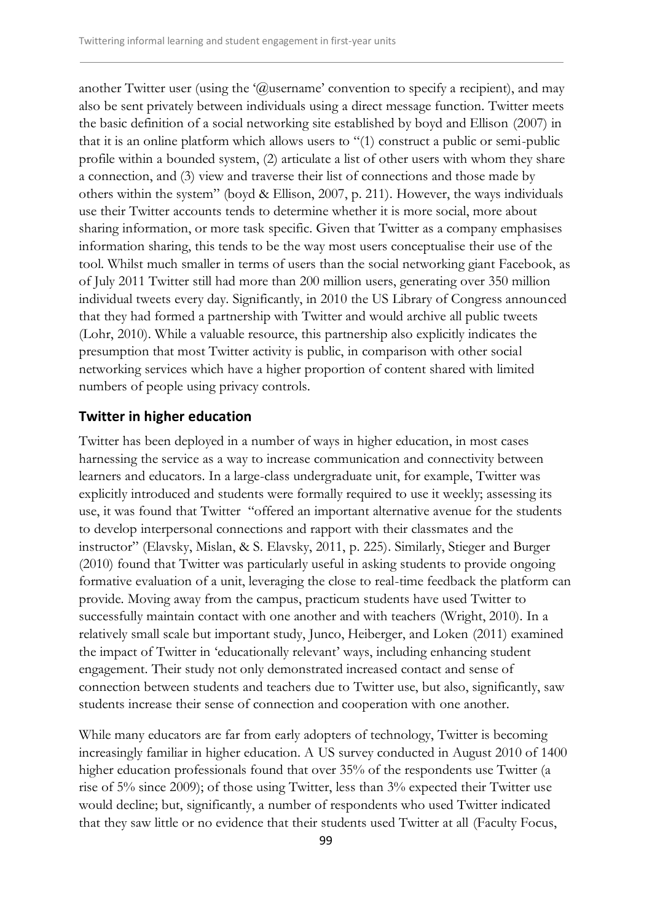another Twitter user (using the '@username' convention to specify a recipient), and may also be sent privately between individuals using a direct message function. Twitter meets the basic definition of a social networking site established by boyd and Ellison (2007) in that it is an online platform which allows users to "(1) construct a public or semi-public profile within a bounded system, (2) articulate a list of other users with whom they share a connection, and (3) view and traverse their list of connections and those made by others within the system" (boyd & Ellison, 2007, p. 211). However, the ways individuals use their Twitter accounts tends to determine whether it is more social, more about sharing information, or more task specific. Given that Twitter as a company emphasises information sharing, this tends to be the way most users conceptualise their use of the tool. Whilst much smaller in terms of users than the social networking giant Facebook, as of July 2011 Twitter still had more than 200 million users, generating over 350 million individual tweets every day. Significantly, in 2010 the US Library of Congress announced that they had formed a partnership with Twitter and would archive all public tweets (Lohr, 2010). While a valuable resource, this partnership also explicitly indicates the presumption that most Twitter activity is public, in comparison with other social networking services which have a higher proportion of content shared with limited numbers of people using privacy controls.

## Twitter in higher education

Twitter has been deployed in a number of ways in higher education, in most cases harnessing the service as a way to increase communication and connectivity between learners and educators. In a large-class undergraduate unit, for example, Twitter was explicitly introduced and students were formally required to use it weekly; assessing its use, it was found that Twitter "offered an important alternative avenue for the students to develop interpersonal connections and rapport with their classmates and the instructor" (Elavsky, Mislan, & S. Elavsky, 2011, p. 225). Similarly, Stieger and Burger (2010) found that Twitter was particularly useful in asking students to provide ongoing formative evaluation of a unit, leveraging the close to real-time feedback the platform can provide. Moving away from the campus, practicum students have used Twitter to successfully maintain contact with one another and with teachers (Wright, 2010). In a relatively small scale but important study, Junco, Heiberger, and Loken (2011) examined the impact of Twitter in 'educationally relevant' ways, including enhancing student engagement. Their study not only demonstrated increased contact and sense of connection between students and teachers due to Twitter use, but also, significantly, saw students increase their sense of connection and cooperation with one another.

While many educators are far from early adopters of technology, Twitter is becoming increasingly familiar in higher education. A US survey conducted in August 2010 of 1400 higher education professionals found that over 35% of the respondents use Twitter (a rise of 5% since 2009); of those using Twitter, less than 3% expected their Twitter use would decline; but, significantly, a number of respondents who used Twitter indicated that they saw little or no evidence that their students used Twitter at all (Faculty Focus,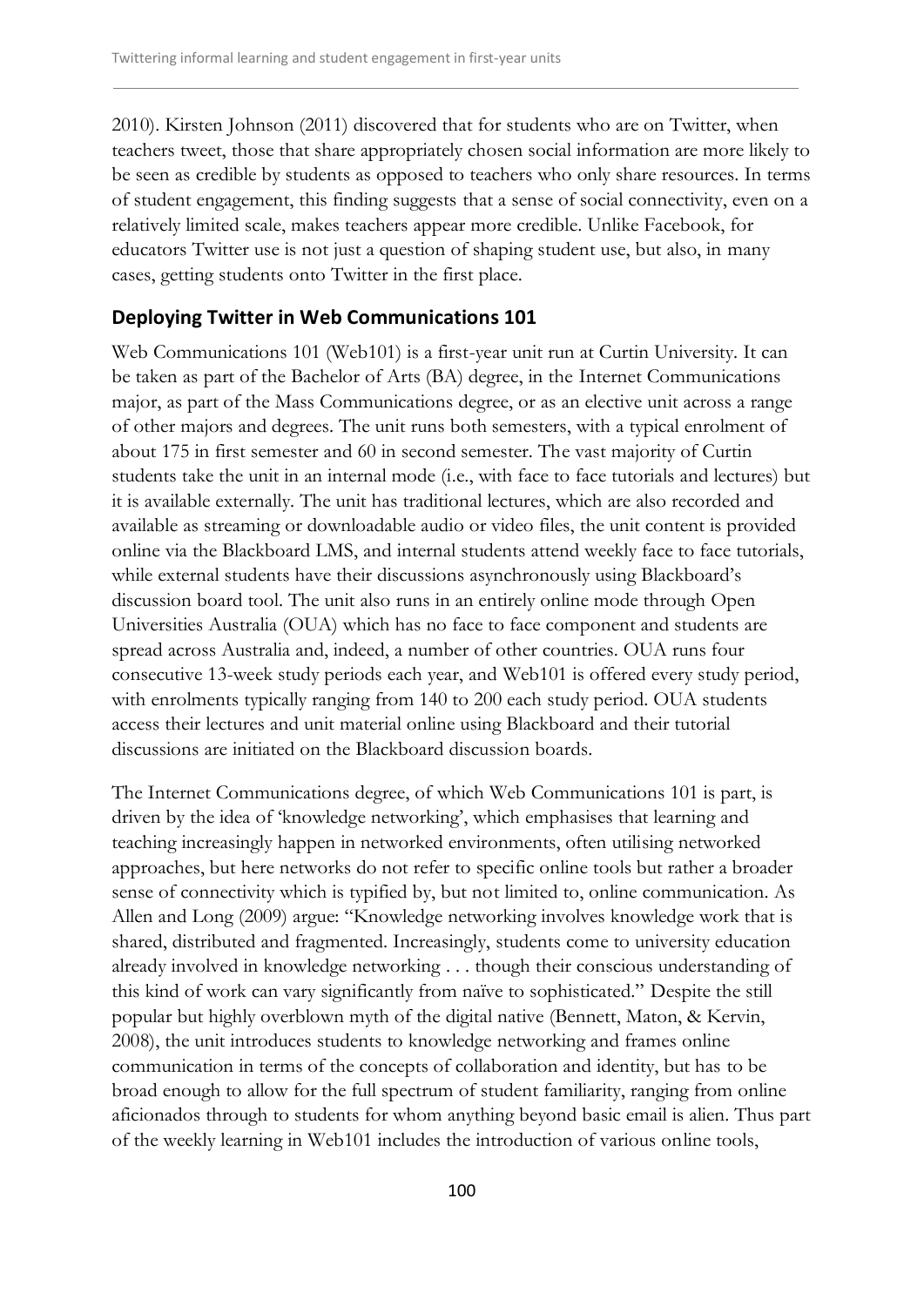2010). Kirsten Johnson (2011) discovered that for students who are on Twitter, when teachers tweet, those that share appropriately chosen social information are more likely to be seen as credible by students as opposed to teachers who only share resources. In terms of student engagement, this finding suggests that a sense of social connectivity, even on a relatively limited scale, makes teachers appear more credible. Unlike Facebook, for educators Twitter use is not just a question of shaping student use, but also, in many cases, getting students onto Twitter in the first place.

## Deploying Twitter in Web Communications 101

Web Communications 101 (Web101) is a first-year unit run at Curtin University. It can be taken as part of the Bachelor of Arts (BA) degree, in the Internet Communications major, as part of the Mass Communications degree, or as an elective unit across a range of other majors and degrees. The unit runs both semesters, with a typical enrolment of about 175 in first semester and 60 in second semester. The vast majority of Curtin students take the unit in an internal mode (i.e., with face to face tutorials and lectures) but it is available externally. The unit has traditional lectures, which are also recorded and available as streaming or downloadable audio or video files, the unit content is provided online via the Blackboard LMS, and internal students attend weekly face to face tutorials, while external students have their discussions asynchronously using Blackboard's discussion board tool. The unit also runs in an entirely online mode through Open Universities Australia (OUA) which has no face to face component and students are spread across Australia and, indeed, a number of other countries. OUA runs four consecutive 13-week study periods each year, and Web101 is offered every study period, with enrolments typically ranging from 140 to 200 each study period. OUA students access their lectures and unit material online using Blackboard and their tutorial discussions are initiated on the Blackboard discussion boards.

The Internet Communications degree, of which Web Communications 101 is part, is driven by the idea of 'knowledge networking', which emphasises that learning and teaching increasingly happen in networked environments, often utilising networked approaches, but here networks do not refer to specific online tools but rather a broader sense of connectivity which is typified by, but not limited to, online communication. As Allen and Long (2009) argue: "Knowledge networking involves knowledge work that is shared, distributed and fragmented. Increasingly, students come to university education already involved in knowledge networking . . . though their conscious understanding of this kind of work can vary significantly from naïve to sophisticated." Despite the still popular but highly overblown myth of the digital native (Bennett, Maton, & Kervin, 2008), the unit introduces students to knowledge networking and frames online communication in terms of the concepts of collaboration and identity, but has to be broad enough to allow for the full spectrum of student familiarity, ranging from online aficionados through to students for whom anything beyond basic email is alien. Thus part of the weekly learning in Web101 includes the introduction of various online tools,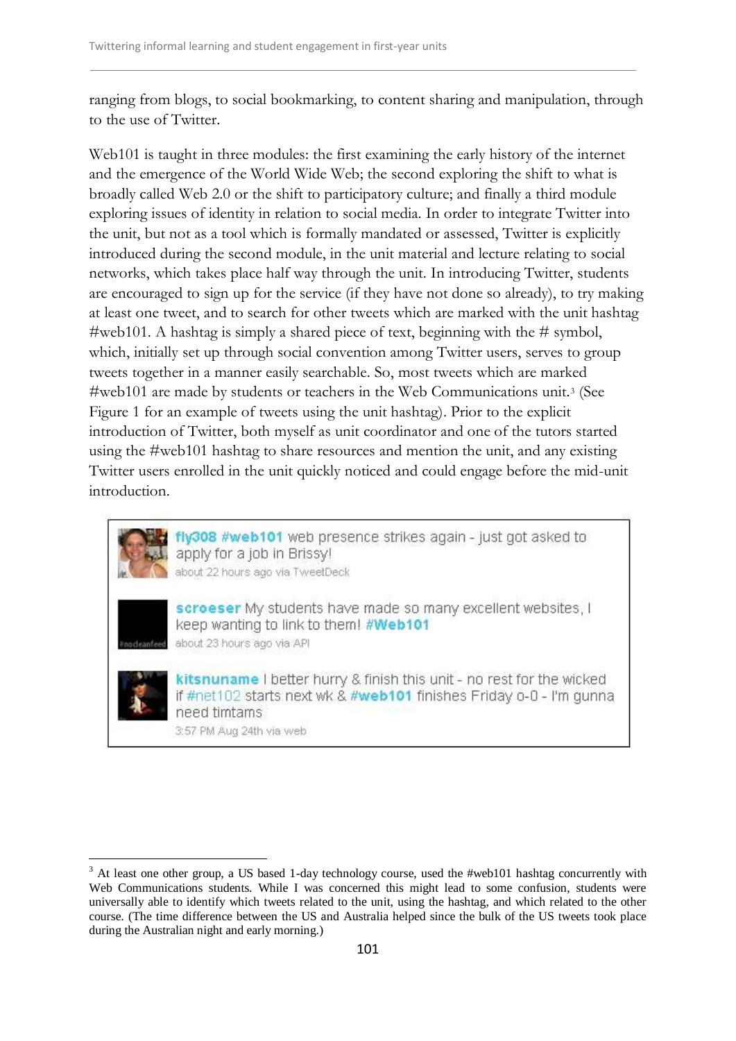ranging from blogs, to social bookmarking, to content sharing and manipulation, through to the use of Twitter.

Web101 is taught in three modules: the first examining the early history of the internet and the emergence of the World Wide Web; the second exploring the shift to what is broadly called Web 2.0 or the shift to participatory culture; and finally a third module exploring issues of identity in relation to social media. In order to integrate Twitter into the unit, but not as a tool which is formally mandated or assessed, Twitter is explicitly introduced during the second module, in the unit material and lecture relating to social networks, which takes place half way through the unit. In introducing Twitter, students are encouraged to sign up for the service (if they have not done so already), to try making at least one tweet, and to search for other tweets which are marked with the unit hashtag #web101. A hashtag is simply a shared piece of text, beginning with the # symbol, which, initially set up through social convention among Twitter users, serves to group tweets together in a manner easily searchable. So, most tweets which are marked #web101 are made by students or teachers in the Web Communications unit.[3] (See Figure 1 for an example of tweets using the unit hashtag). Prior to the explicit introduction of Twitter, both myself as unit coordinator and one of the tutors started using the #web101 hashtag to share resources and mention the unit, and any existing Twitter users enrolled in the unit quickly noticed and could engage before the mid-unit introduction.

> **fly308** #web101 web presence strikes again - just got asked to apply for a job in Brissy!
> about 22 hours ago via TweetDeck
>
> **scroeser** My students have made so many excellent websites, I keep wanting to link to them! #Web101
> about 23 hours ago via API
>
> **kitsnuname** I better hurry & finish this unit - no rest for the wicked if #net102 starts next wk & #web101 finishes Friday o-0 - I'm gunna need timtams
> 3:57 PM Aug 24th via web

---

[3] At least one other group, a US based 1-day technology course, used the #web101 hashtag concurrently with Web Communications students. While I was concerned this might lead to some confusion, students were universally able to identify which tweets related to the unit, using the hashtag, and which related to the other course. (The time difference between the US and Australia helped since the bulk of the US tweets took place during the Australian night and early morning.)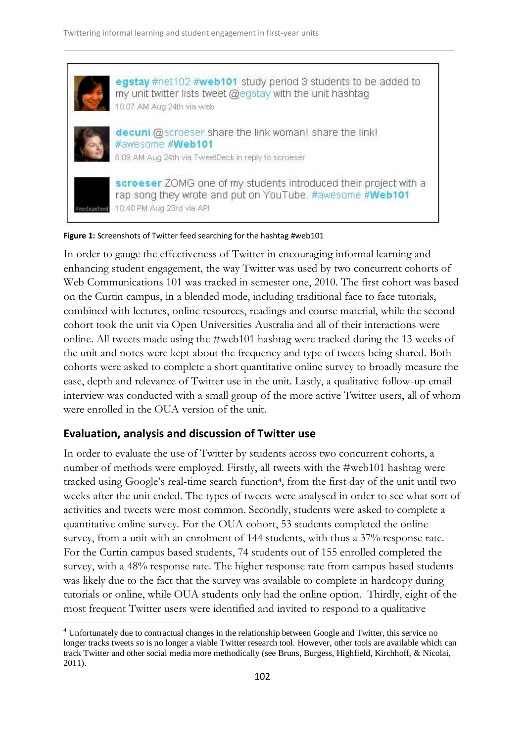Figure 1: Screenshots of Twitter feed searching for the hashtag #web101

In order to gauge the effectiveness of Twitter in encouraging informal learning and enhancing student engagement, the way Twitter was used by two concurrent cohorts of Web Communications 101 was tracked in semester one, 2010. The first cohort was based on the Curtin campus, in a blended mode, including traditional face to face tutorials, combined with lectures, online resources, readings and course material, while the second cohort took the unit via Open Universities Australia and all of their interactions were online. All tweets made using the #web101 hashtag were tracked during the 13 weeks of the unit and notes were kept about the frequency and type of tweets being shared. Both cohorts were asked to complete a short quantitative online survey to broadly measure the ease, depth and relevance of Twitter use in the unit. Lastly, a qualitative follow-up email interview was conducted with a small group of the more active Twitter users, all of whom were enrolled in the OUA version of the unit.

## Evaluation, analysis and discussion of Twitter use

In order to evaluate the use of Twitter by students across two concurrent cohorts, a number of methods were employed. Firstly, all tweets with the #web101 hashtag were tracked using Google's real-time search function[4], from the first day of the unit until two weeks after the unit ended. The types of tweets were analysed in order to see what sort of activities and tweets were most common. Secondly, students were asked to complete a quantitative online survey. For the OUA cohort, 53 students completed the online survey, from a unit with an enrolment of 144 students, with thus a 37% response rate. For the Curtin campus based students, 74 students out of 155 enrolled completed the survey, with a 48% response rate. The higher response rate from campus based students was likely due to the fact that the survey was available to complete in hardcopy during tutorials or online, while OUA students only had the online option. Thirdly, eight of the most frequent Twitter users were identified and invited to respond to a qualitative

[4] Unfortunately due to contractual changes in the relationship between Google and Twitter, this service no longer tracks tweets so is no longer a viable Twitter research tool. However, other tools are available which can track Twitter and other social media more methodically (see Bruns, Burgess, Highfield, Kirchhoff, & Nicolai, 2011).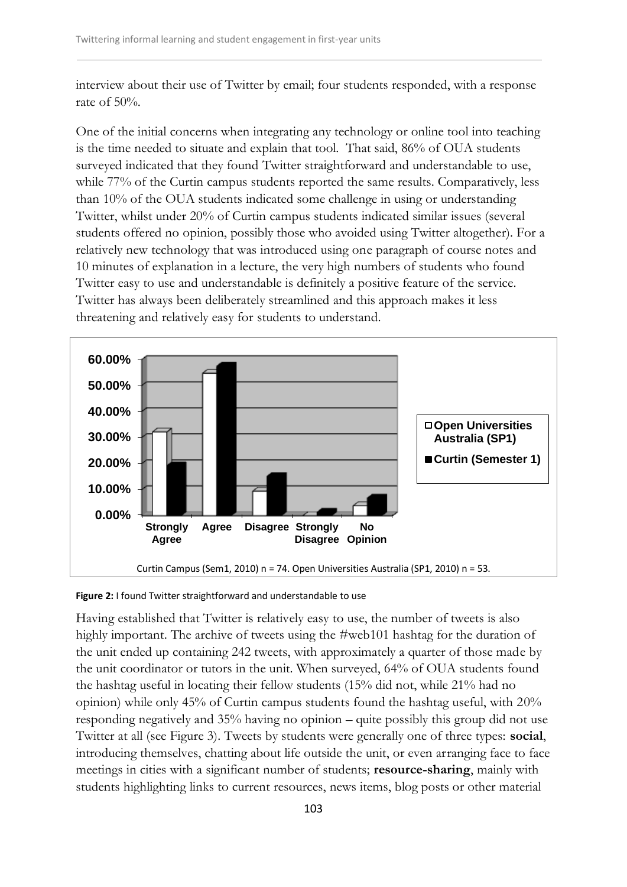interview about their use of Twitter by email; four students responded, with a response rate of 50%.

One of the initial concerns when integrating any technology or online tool into teaching is the time needed to situate and explain that tool. That said, 86% of OUA students surveyed indicated that they found Twitter straightforward and understandable to use, while 77% of the Curtin campus students reported the same results. Comparatively, less than 10% of the OUA students indicated some challenge in using or understanding Twitter, whilst under 20% of Curtin campus students indicated similar issues (several students offered no opinion, possibly those who avoided using Twitter altogether). For a relatively new technology that was introduced using one paragraph of course notes and 10 minutes of explanation in a lecture, the very high numbers of students who found Twitter easy to use and understandable is definitely a positive feature of the service. Twitter has always been deliberately streamlined and this approach makes it less threatening and relatively easy for students to understand.

Curtin Campus (Sem1, 2010) n = 74. Open Universities Australia (SP1, 2010) n = 53.

**Figure 2:** I found Twitter straightforward and understandable to use

Having established that Twitter is relatively easy to use, the number of tweets is also highly important. The archive of tweets using the #web101 hashtag for the duration of the unit ended up containing 242 tweets, with approximately a quarter of those made by the unit coordinator or tutors in the unit. When surveyed, 64% of OUA students found the hashtag useful in locating their fellow students (15% did not, while 21% had no opinion) while only 45% of Curtin campus students found the hashtag useful, with 20% responding negatively and 35% having no opinion – quite possibly this group did not use Twitter at all (see Figure 3). Tweets by students were generally one of three types: **social**, introducing themselves, chatting about life outside the unit, or even arranging face to face meetings in cities with a significant number of students; **resource-sharing**, mainly with students highlighting links to current resources, news items, blog posts or other material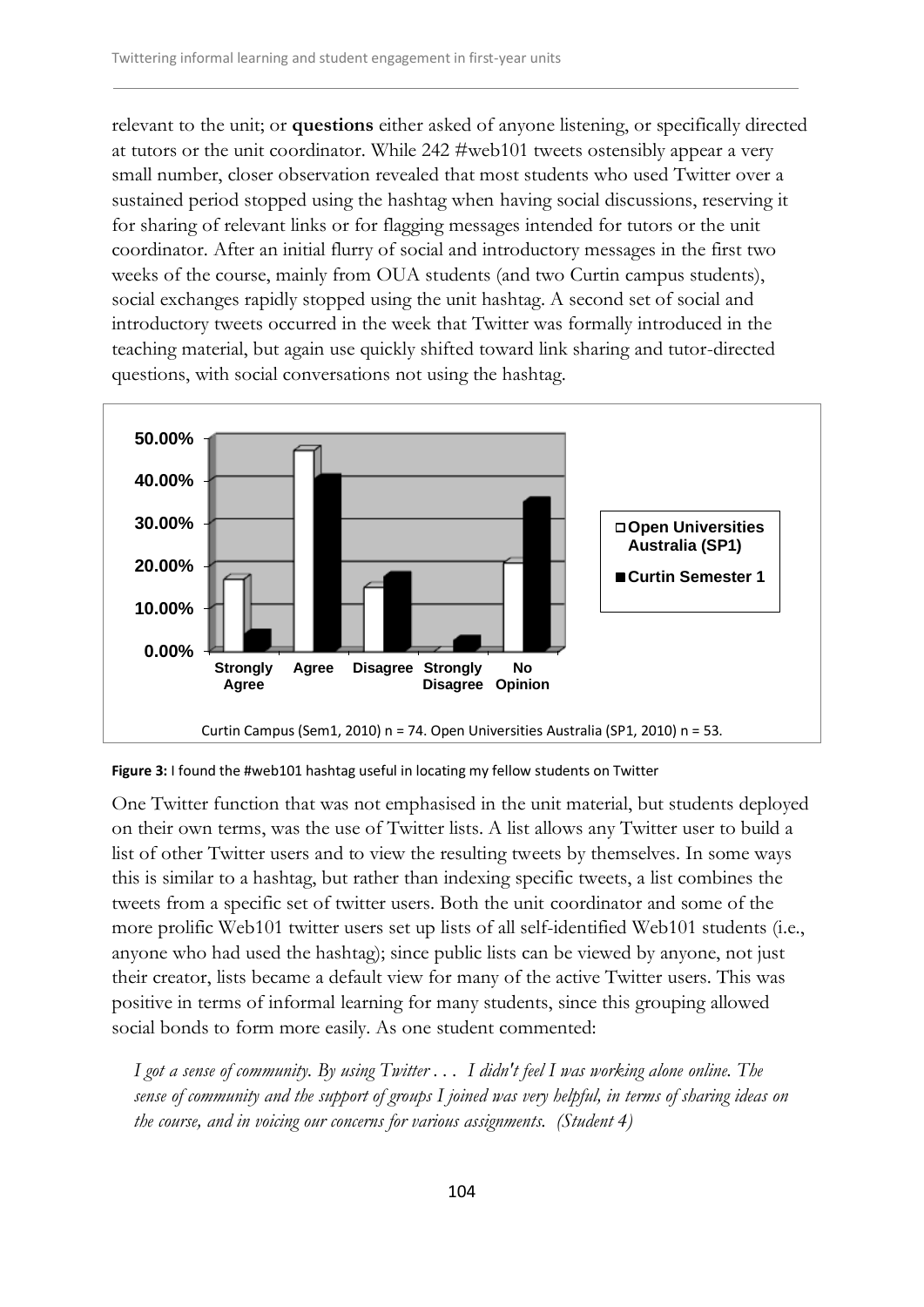relevant to the unit; or **questions** either asked of anyone listening, or specifically directed at tutors or the unit coordinator. While 242 #web101 tweets ostensibly appear a very small number, closer observation revealed that most students who used Twitter over a sustained period stopped using the hashtag when having social discussions, reserving it for sharing of relevant links or for flagging messages intended for tutors or the unit coordinator. After an initial flurry of social and introductory messages in the first two weeks of the course, mainly from OUA students (and two Curtin campus students), social exchanges rapidly stopped using the unit hashtag. A second set of social and introductory tweets occurred in the week that Twitter was formally introduced in the teaching material, but again use quickly shifted toward link sharing and tutor-directed questions, with social conversations not using the hashtag.

Curtin Campus (Sem1, 2010) n = 74. Open Universities Australia (SP1, 2010) n = 53.

**Figure 3:** I found the #web101 hashtag useful in locating my fellow students on Twitter

One Twitter function that was not emphasised in the unit material, but students deployed on their own terms, was the use of Twitter lists. A list allows any Twitter user to build a list of other Twitter users and to view the resulting tweets by themselves. In some ways this is similar to a hashtag, but rather than indexing specific tweets, a list combines the tweets from a specific set of twitter users. Both the unit coordinator and some of the more prolific Web101 twitter users set up lists of all self-identified Web101 students (i.e., anyone who had used the hashtag); since public lists can be viewed by anyone, not just their creator, lists became a default view for many of the active Twitter users. This was positive in terms of informal learning for many students, since this grouping allowed social bonds to form more easily. As one student commented:

*I got a sense of community. By using Twitter . . . I didn't feel I was working alone online. The sense of community and the support of groups I joined was very helpful, in terms of sharing ideas on the course, and in voicing our concerns for various assignments. (Student 4)*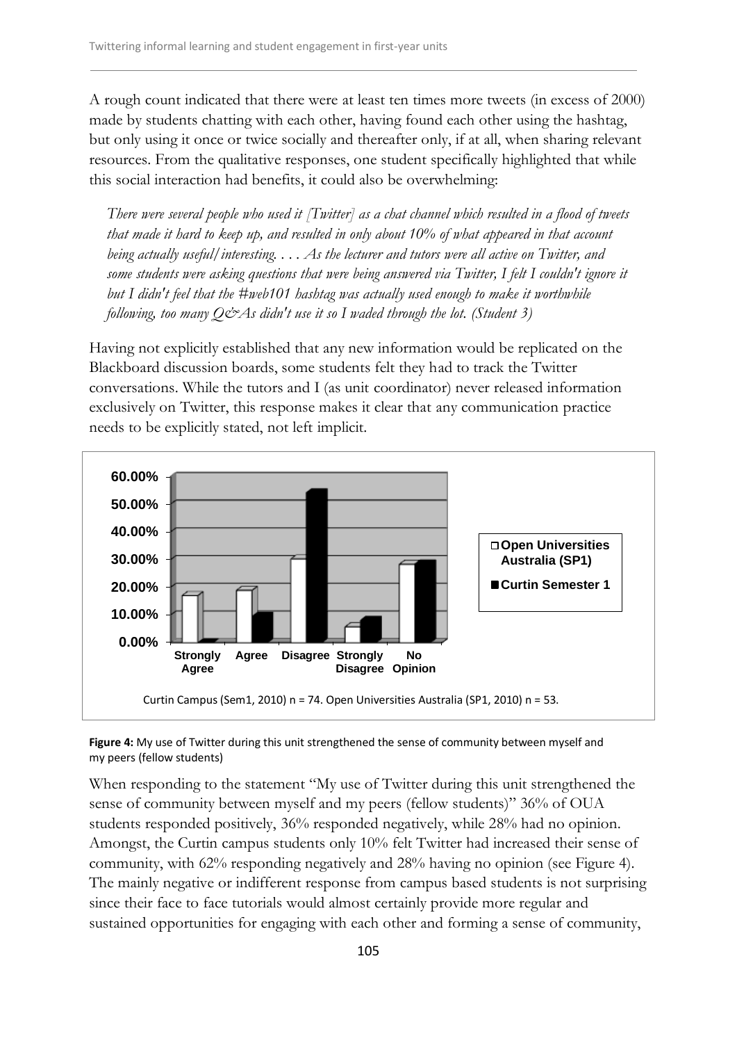A rough count indicated that there were at least ten times more tweets (in excess of 2000) made by students chatting with each other, having found each other using the hashtag, but only using it once or twice socially and thereafter only, if at all, when sharing relevant resources. From the qualitative responses, one student specifically highlighted that while this social interaction had benefits, it could also be overwhelming:

> *There were several people who used it [Twitter] as a chat channel which resulted in a flood of tweets that made it hard to keep up, and resulted in only about 10% of what appeared in that account being actually useful/interesting. . . . As the lecturer and tutors were all active on Twitter, and some students were asking questions that were being answered via Twitter, I felt I couldn't ignore it but I didn't feel that the #web101 hashtag was actually used enough to make it worthwhile following, too many Q&As didn't use it so I waded through the lot. (Student 3)*

Having not explicitly established that any new information would be replicated on the Blackboard discussion boards, some students felt they had to track the Twitter conversations. While the tutors and I (as unit coordinator) never released information exclusively on Twitter, this response makes it clear that any communication practice needs to be explicitly stated, not left implicit.

Curtin Campus (Sem1, 2010) n = 74. Open Universities Australia (SP1, 2010) n = 53.

**Figure 4:** My use of Twitter during this unit strengthened the sense of community between myself and my peers (fellow students)

When responding to the statement "My use of Twitter during this unit strengthened the sense of community between myself and my peers (fellow students)" 36% of OUA students responded positively, 36% responded negatively, while 28% had no opinion. Amongst, the Curtin campus students only 10% felt Twitter had increased their sense of community, with 62% responding negatively and 28% having no opinion (see Figure 4). The mainly negative or indifferent response from campus based students is not surprising since their face to face tutorials would almost certainly provide more regular and sustained opportunities for engaging with each other and forming a sense of community,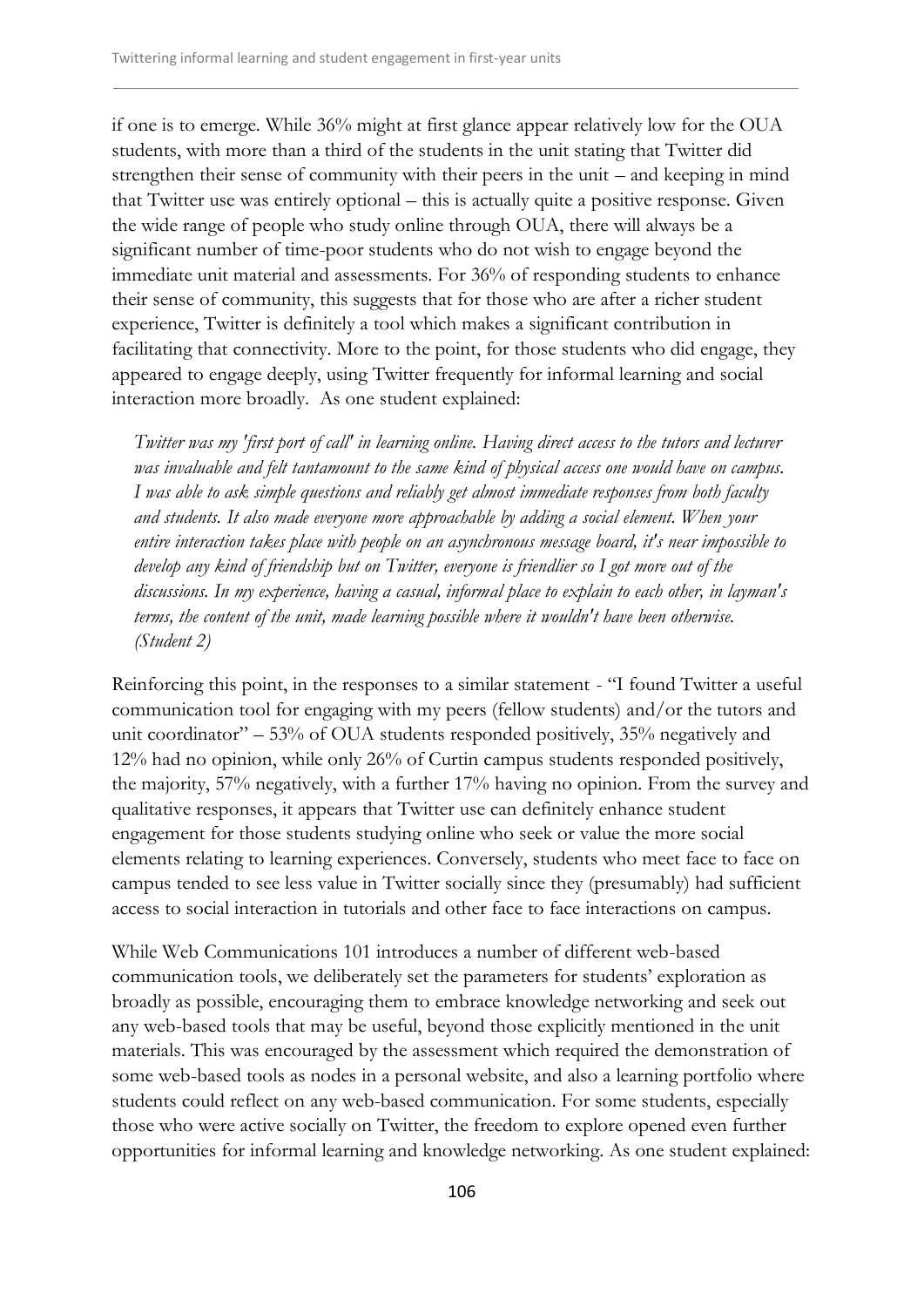if one is to emerge. While 36% might at first glance appear relatively low for the OUA students, with more than a third of the students in the unit stating that Twitter did strengthen their sense of community with their peers in the unit – and keeping in mind that Twitter use was entirely optional – this is actually quite a positive response. Given the wide range of people who study online through OUA, there will always be a significant number of time-poor students who do not wish to engage beyond the immediate unit material and assessments. For 36% of responding students to enhance their sense of community, this suggests that for those who are after a richer student experience, Twitter is definitely a tool which makes a significant contribution in facilitating that connectivity. More to the point, for those students who did engage, they appeared to engage deeply, using Twitter frequently for informal learning and social interaction more broadly. As one student explained:

> *Twitter was my 'first port of call' in learning online. Having direct access to the tutors and lecturer was invaluable and felt tantamount to the same kind of physical access one would have on campus. I was able to ask simple questions and reliably get almost immediate responses from both faculty and students. It also made everyone more approachable by adding a social element. When your entire interaction takes place with people on an asynchronous message board, it's near impossible to develop any kind of friendship but on Twitter, everyone is friendlier so I got more out of the discussions. In my experience, having a casual, informal place to explain to each other, in layman's terms, the content of the unit, made learning possible where it wouldn't have been otherwise. (Student 2)*

Reinforcing this point, in the responses to a similar statement - "I found Twitter a useful communication tool for engaging with my peers (fellow students) and/or the tutors and unit coordinator" – 53% of OUA students responded positively, 35% negatively and 12% had no opinion, while only 26% of Curtin campus students responded positively, the majority, 57% negatively, with a further 17% having no opinion. From the survey and qualitative responses, it appears that Twitter use can definitely enhance student engagement for those students studying online who seek or value the more social elements relating to learning experiences. Conversely, students who meet face to face on campus tended to see less value in Twitter socially since they (presumably) had sufficient access to social interaction in tutorials and other face to face interactions on campus.

While Web Communications 101 introduces a number of different web-based communication tools, we deliberately set the parameters for students' exploration as broadly as possible, encouraging them to embrace knowledge networking and seek out any web-based tools that may be useful, beyond those explicitly mentioned in the unit materials. This was encouraged by the assessment which required the demonstration of some web-based tools as nodes in a personal website, and also a learning portfolio where students could reflect on any web-based communication. For some students, especially those who were active socially on Twitter, the freedom to explore opened even further opportunities for informal learning and knowledge networking. As one student explained: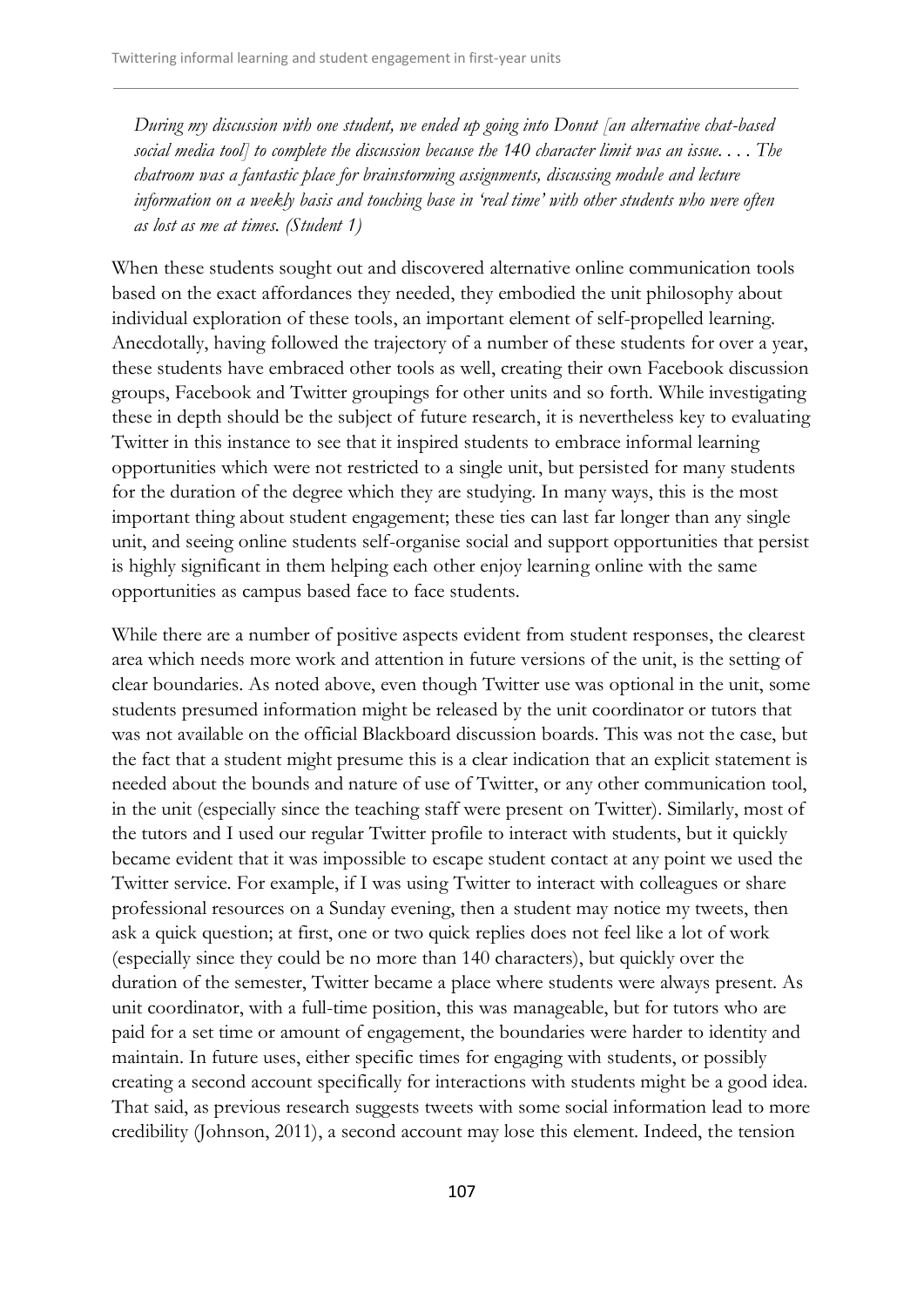*During my discussion with one student, we ended up going into Donut [an alternative chat-based social media tool] to complete the discussion because the 140 character limit was an issue. . . . The chatroom was a fantastic place for brainstorming assignments, discussing module and lecture information on a weekly basis and touching base in 'real time' with other students who were often as lost as me at times. (Student 1)*

When these students sought out and discovered alternative online communication tools based on the exact affordances they needed, they embodied the unit philosophy about individual exploration of these tools, an important element of self-propelled learning. Anecdotally, having followed the trajectory of a number of these students for over a year, these students have embraced other tools as well, creating their own Facebook discussion groups, Facebook and Twitter groupings for other units and so forth. While investigating these in depth should be the subject of future research, it is nevertheless key to evaluating Twitter in this instance to see that it inspired students to embrace informal learning opportunities which were not restricted to a single unit, but persisted for many students for the duration of the degree which they are studying. In many ways, this is the most important thing about student engagement; these ties can last far longer than any single unit, and seeing online students self-organise social and support opportunities that persist is highly significant in them helping each other enjoy learning online with the same opportunities as campus based face to face students.

While there are a number of positive aspects evident from student responses, the clearest area which needs more work and attention in future versions of the unit, is the setting of clear boundaries. As noted above, even though Twitter use was optional in the unit, some students presumed information might be released by the unit coordinator or tutors that was not available on the official Blackboard discussion boards. This was not the case, but the fact that a student might presume this is a clear indication that an explicit statement is needed about the bounds and nature of use of Twitter, or any other communication tool, in the unit (especially since the teaching staff were present on Twitter). Similarly, most of the tutors and I used our regular Twitter profile to interact with students, but it quickly became evident that it was impossible to escape student contact at any point we used the Twitter service. For example, if I was using Twitter to interact with colleagues or share professional resources on a Sunday evening, then a student may notice my tweets, then ask a quick question; at first, one or two quick replies does not feel like a lot of work (especially since they could be no more than 140 characters), but quickly over the duration of the semester, Twitter became a place where students were always present. As unit coordinator, with a full-time position, this was manageable, but for tutors who are paid for a set time or amount of engagement, the boundaries were harder to identity and maintain. In future uses, either specific times for engaging with students, or possibly creating a second account specifically for interactions with students might be a good idea. That said, as previous research suggests tweets with some social information lead to more credibility (Johnson, 2011), a second account may lose this element. Indeed, the tension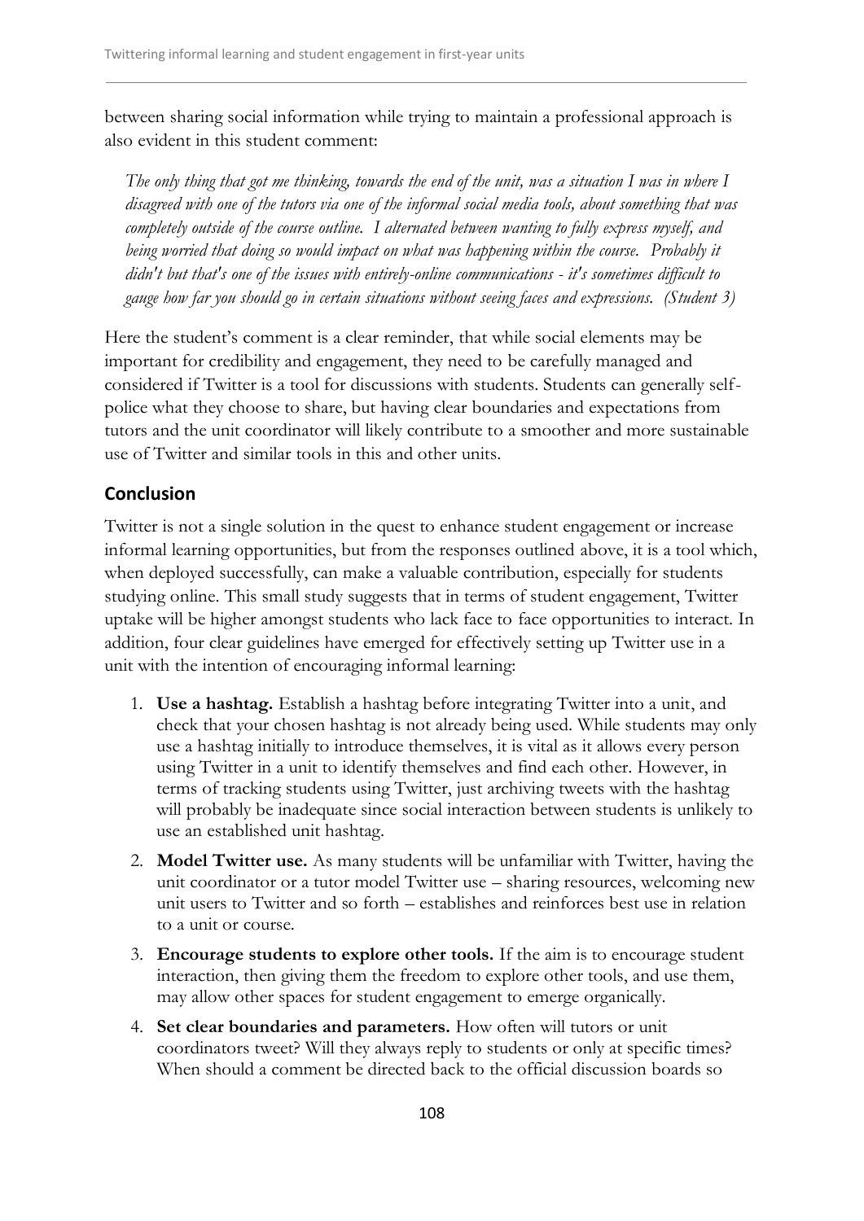between sharing social information while trying to maintain a professional approach is also evident in this student comment:

> *The only thing that got me thinking, towards the end of the unit, was a situation I was in where I disagreed with one of the tutors via one of the informal social media tools, about something that was completely outside of the course outline. I alternated between wanting to fully express myself, and being worried that doing so would impact on what was happening within the course. Probably it didn't but that's one of the issues with entirely-online communications - it's sometimes difficult to gauge how far you should go in certain situations without seeing faces and expressions. (Student 3)*

Here the student's comment is a clear reminder, that while social elements may be important for credibility and engagement, they need to be carefully managed and considered if Twitter is a tool for discussions with students. Students can generally self-police what they choose to share, but having clear boundaries and expectations from tutors and the unit coordinator will likely contribute to a smoother and more sustainable use of Twitter and similar tools in this and other units.

## Conclusion

Twitter is not a single solution in the quest to enhance student engagement or increase informal learning opportunities, but from the responses outlined above, it is a tool which, when deployed successfully, can make a valuable contribution, especially for students studying online. This small study suggests that in terms of student engagement, Twitter uptake will be higher amongst students who lack face to face opportunities to interact. In addition, four clear guidelines have emerged for effectively setting up Twitter use in a unit with the intention of encouraging informal learning:

1. **Use a hashtag.** Establish a hashtag before integrating Twitter into a unit, and check that your chosen hashtag is not already being used. While students may only use a hashtag initially to introduce themselves, it is vital as it allows every person using Twitter in a unit to identify themselves and find each other. However, in terms of tracking students using Twitter, just archiving tweets with the hashtag will probably be inadequate since social interaction between students is unlikely to use an established unit hashtag.
2. **Model Twitter use.** As many students will be unfamiliar with Twitter, having the unit coordinator or a tutor model Twitter use – sharing resources, welcoming new unit users to Twitter and so forth – establishes and reinforces best use in relation to a unit or course.
3. **Encourage students to explore other tools.** If the aim is to encourage student interaction, then giving them the freedom to explore other tools, and use them, may allow other spaces for student engagement to emerge organically.
4. **Set clear boundaries and parameters.** How often will tutors or unit coordinators tweet? Will they always reply to students or only at specific times? When should a comment be directed back to the official discussion boards so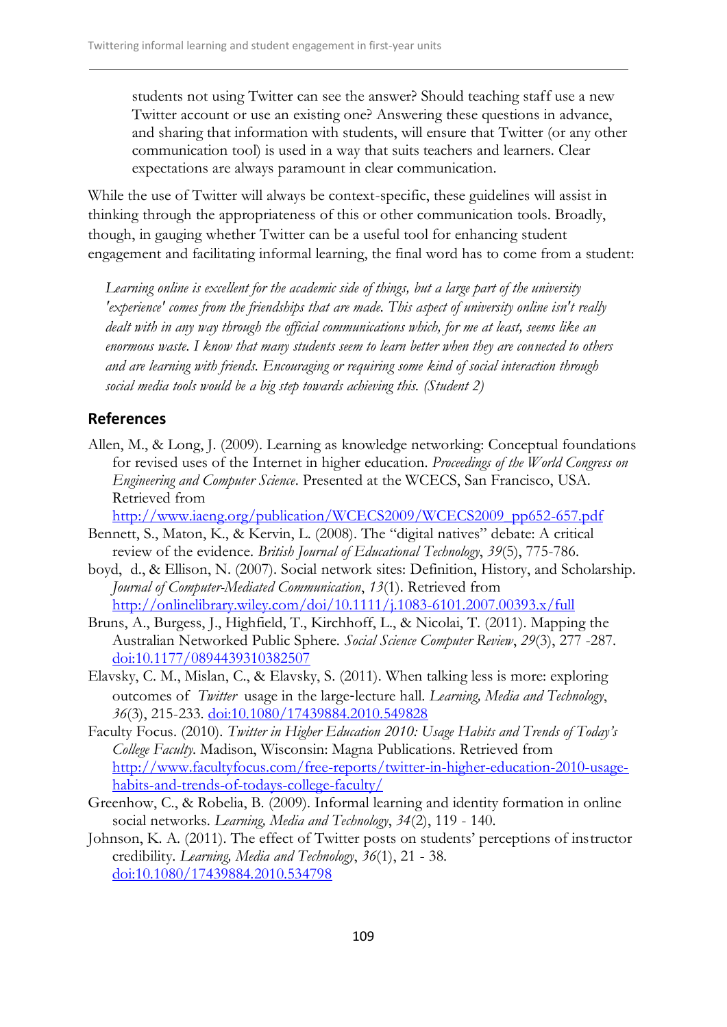students not using Twitter can see the answer? Should teaching staff use a new Twitter account or use an existing one? Answering these questions in advance, and sharing that information with students, will ensure that Twitter (or any other communication tool) is used in a way that suits teachers and learners. Clear expectations are always paramount in clear communication.

While the use of Twitter will always be context-specific, these guidelines will assist in thinking through the appropriateness of this or other communication tools. Broadly, though, in gauging whether Twitter can be a useful tool for enhancing student engagement and facilitating informal learning, the final word has to come from a student:

> *Learning online is excellent for the academic side of things, but a large part of the university 'experience' comes from the friendships that are made. This aspect of university online isn't really dealt with in any way through the official communications which, for me at least, seems like an enormous waste. I know that many students seem to learn better when they are connected to others and are learning with friends. Encouraging or requiring some kind of social interaction through social media tools would be a big step towards achieving this. (Student 2)*

## References

Allen, M., & Long, J. (2009). Learning as knowledge networking: Conceptual foundations for revised uses of the Internet in higher education. *Proceedings of the World Congress on Engineering and Computer Science*. Presented at the WCECS, San Francisco, USA. Retrieved from http://www.iaeng.org/publication/WCECS2009/WCECS2009_pp652-657.pdf

Bennett, S., Maton, K., & Kervin, L. (2008). The "digital natives" debate: A critical review of the evidence. *British Journal of Educational Technology*, *39*(5), 775-786.

boyd, d., & Ellison, N. (2007). Social network sites: Definition, History, and Scholarship. *Journal of Computer-Mediated Communication*, *13*(1). Retrieved from http://onlinelibrary.wiley.com/doi/10.1111/j.1083-6101.2007.00393.x/full

Bruns, A., Burgess, J., Highfield, T., Kirchhoff, L., & Nicolai, T. (2011). Mapping the Australian Networked Public Sphere. *Social Science Computer Review*, *29*(3), 277 -287. doi:10.1177/0894439310382507

Elavsky, C. M., Mislan, C., & Elavsky, S. (2011). When talking less is more: exploring outcomes of *Twitter* usage in the large-lecture hall. *Learning, Media and Technology*, *36*(3), 215-233. doi:10.1080/17439884.2010.549828

Faculty Focus. (2010). *Twitter in Higher Education 2010: Usage Habits and Trends of Today's College Faculty*. Madison, Wisconsin: Magna Publications. Retrieved from http://www.facultyfocus.com/free-reports/twitter-in-higher-education-2010-usage-habits-and-trends-of-todays-college-faculty/

Greenhow, C., & Robelia, B. (2009). Informal learning and identity formation in online social networks. *Learning, Media and Technology*, *34*(2), 119 - 140.

Johnson, K. A. (2011). The effect of Twitter posts on students' perceptions of instructor credibility. *Learning, Media and Technology*, *36*(1), 21 - 38. doi:10.1080/17439884.2010.534798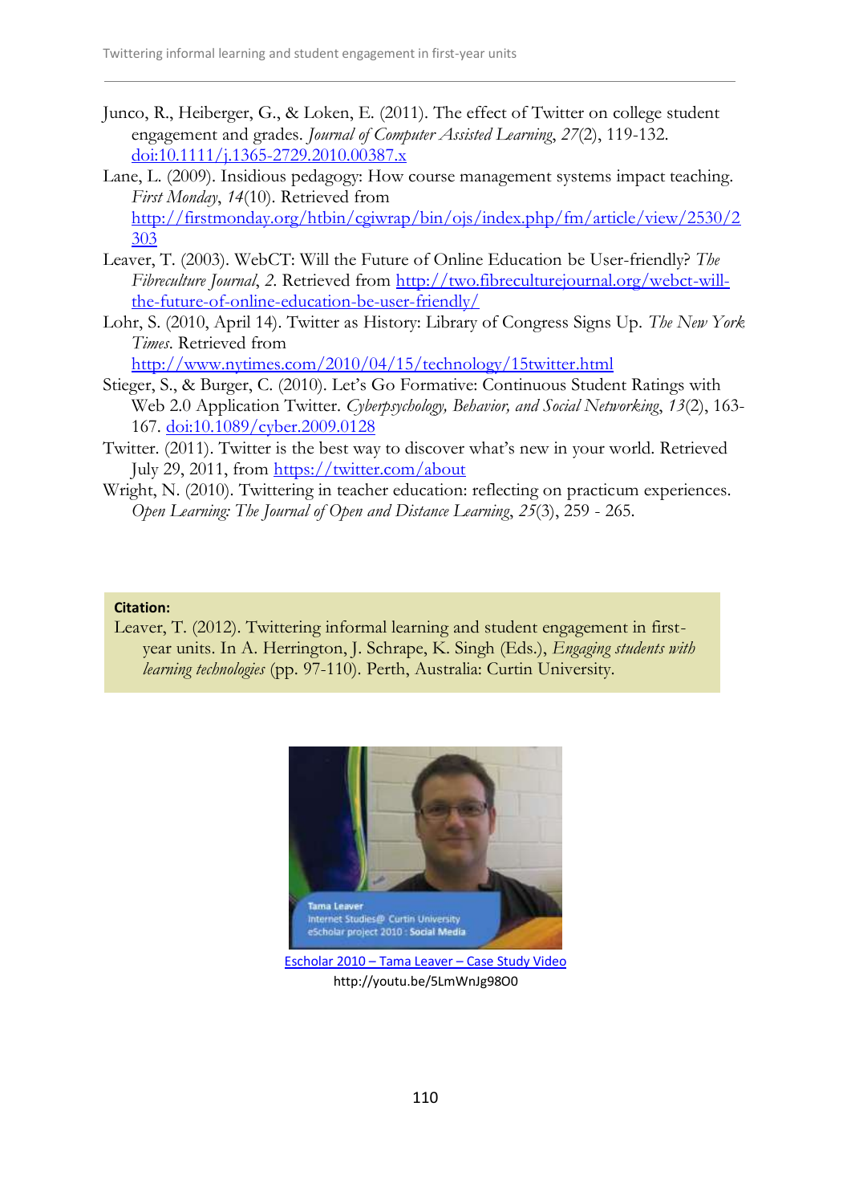Junco, R., Heiberger, G., & Loken, E. (2011). The effect of Twitter on college student engagement and grades. *Journal of Computer Assisted Learning*, *27*(2), 119-132. doi:10.1111/j.1365-2729.2010.00387.x

Lane, L. (2009). Insidious pedagogy: How course management systems impact teaching. *First Monday*, *14*(10). Retrieved from http://firstmonday.org/htbin/cgiwrap/bin/ojs/index.php/fm/article/view/2530/2303

Leaver, T. (2003). WebCT: Will the Future of Online Education be User-friendly? *The Fibreculture Journal*, *2*. Retrieved from http://two.fibreculturejournal.org/webct-will-the-future-of-online-education-be-user-friendly/

Lohr, S. (2010, April 14). Twitter as History: Library of Congress Signs Up. *The New York Times*. Retrieved from http://www.nytimes.com/2010/04/15/technology/15twitter.html

Stieger, S., & Burger, C. (2010). Let's Go Formative: Continuous Student Ratings with Web 2.0 Application Twitter. *Cyberpsychology, Behavior, and Social Networking*, *13*(2), 163-167. doi:10.1089/cyber.2009.0128

Twitter. (2011). Twitter is the best way to discover what's new in your world. Retrieved July 29, 2011, from https://twitter.com/about

Wright, N. (2010). Twittering in teacher education: reflecting on practicum experiences. *Open Learning: The Journal of Open and Distance Learning*, *25*(3), 259 - 265.

**Citation:**
Leaver, T. (2012). Twittering informal learning and student engagement in first-year units. In A. Herrington, J. Schrape, K. Singh (Eds.), *Engaging students with learning technologies* (pp. 97-110). Perth, Australia: Curtin University.

Escholar 2010 – Tama Leaver – Case Study Video
http://youtu.be/5LmWnJg98O0